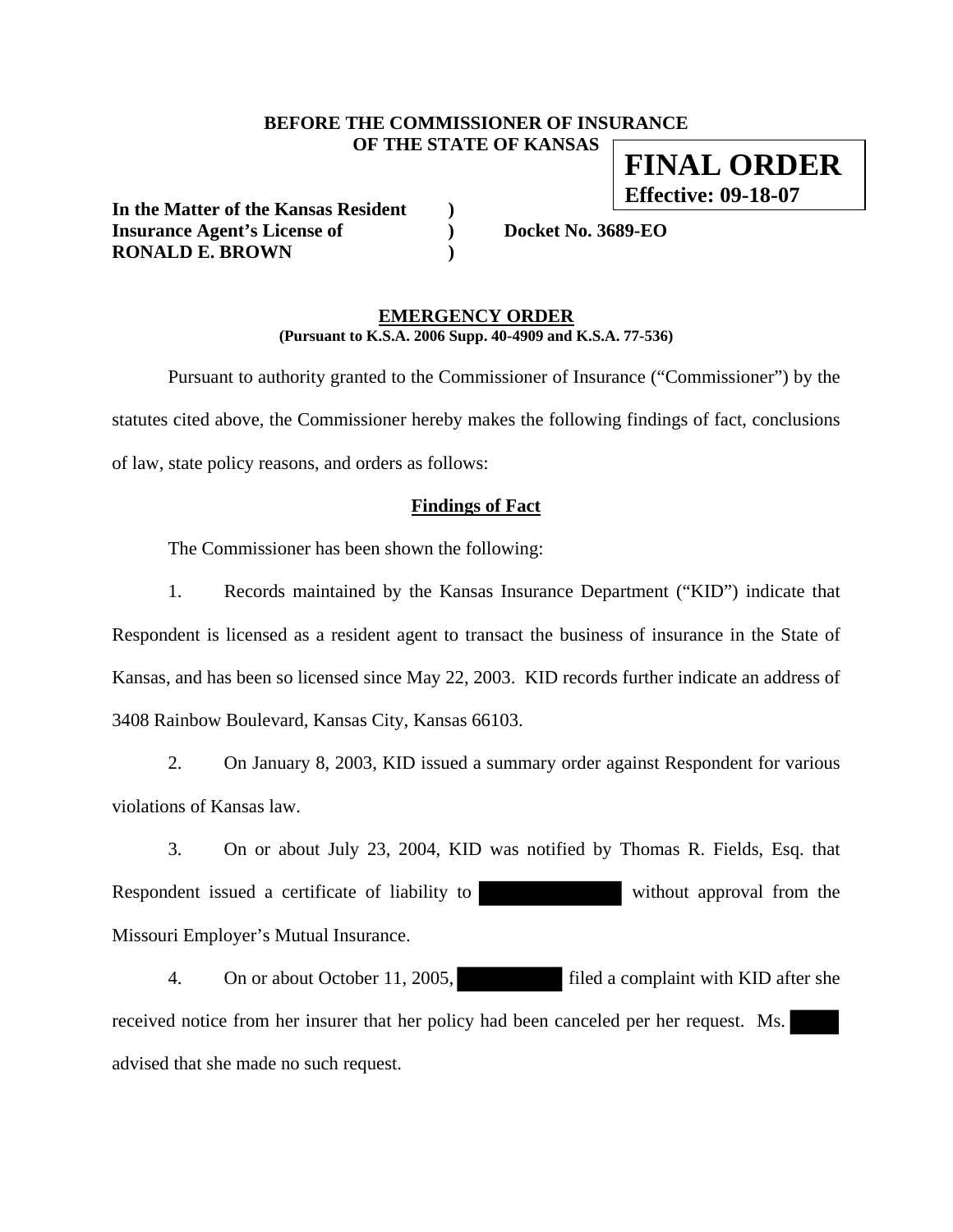**BEFORE THE COMMISSIONER OF INSURANCE**
**OF THE STATE OF KANSAS**

**FINAL ORDER**
**Effective: 09-18-07**

**In the Matter of the Kansas Resident )**
**Insurance Agent's License of ) Docket No. 3689-EO**
**RONALD E. BROWN )**

## EMERGENCY ORDER

**(Pursuant to K.S.A. 2006 Supp. 40-4909 and K.S.A. 77-536)**

Pursuant to authority granted to the Commissioner of Insurance ("Commissioner") by the statutes cited above, the Commissioner hereby makes the following findings of fact, conclusions of law, state policy reasons, and orders as follows:

### Findings of Fact

The Commissioner has been shown the following:

1. Records maintained by the Kansas Insurance Department ("KID") indicate that Respondent is licensed as a resident agent to transact the business of insurance in the State of Kansas, and has been so licensed since May 22, 2003. KID records further indicate an address of 3408 Rainbow Boulevard, Kansas City, Kansas 66103.

2. On January 8, 2003, KID issued a summary order against Respondent for various violations of Kansas law.

3. On or about July 23, 2004, KID was notified by Thomas R. Fields, Esq. that Respondent issued a certificate of liability to [REDACTED] without approval from the Missouri Employer's Mutual Insurance.

4. On or about October 11, 2005, [REDACTED] filed a complaint with KID after she received notice from her insurer that her policy had been canceled per her request. Ms. [REDACTED] advised that she made no such request.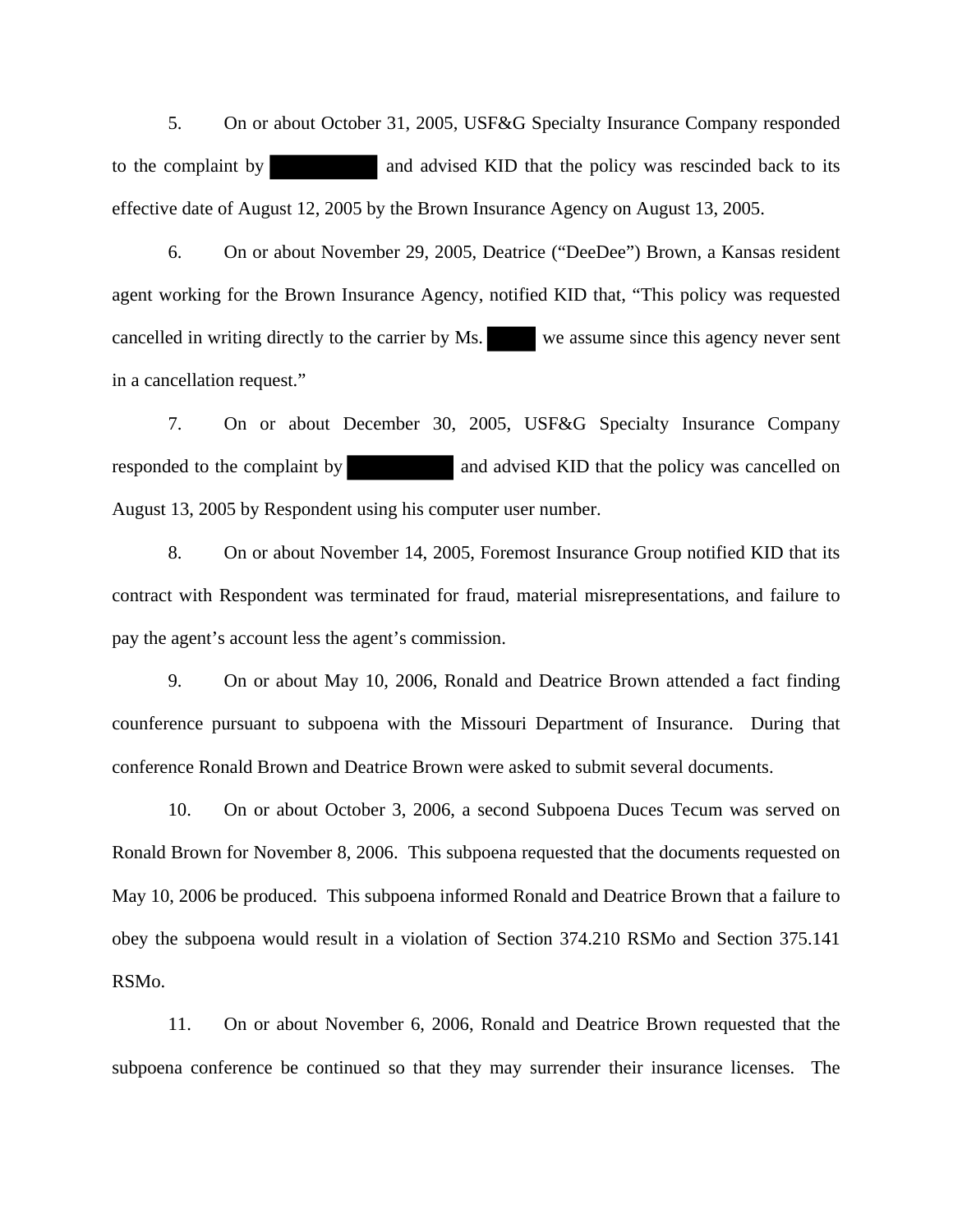5. On or about October 31, 2005, USF&G Specialty Insurance Company responded to the complaint by [REDACTED] and advised KID that the policy was rescinded back to its effective date of August 12, 2005 by the Brown Insurance Agency on August 13, 2005.

6. On or about November 29, 2005, Deatrice ("DeeDee") Brown, a Kansas resident agent working for the Brown Insurance Agency, notified KID that, "This policy was requested cancelled in writing directly to the carrier by Ms. [REDACTED] we assume since this agency never sent in a cancellation request."

7. On or about December 30, 2005, USF&G Specialty Insurance Company responded to the complaint by [REDACTED] and advised KID that the policy was cancelled on August 13, 2005 by Respondent using his computer user number.

8. On or about November 14, 2005, Foremost Insurance Group notified KID that its contract with Respondent was terminated for fraud, material misrepresentations, and failure to pay the agent's account less the agent's commission.

9. On or about May 10, 2006, Ronald and Deatrice Brown attended a fact finding counference pursuant to subpoena with the Missouri Department of Insurance. During that conference Ronald Brown and Deatrice Brown were asked to submit several documents.

10. On or about October 3, 2006, a second Subpoena Duces Tecum was served on Ronald Brown for November 8, 2006. This subpoena requested that the documents requested on May 10, 2006 be produced. This subpoena informed Ronald and Deatrice Brown that a failure to obey the subpoena would result in a violation of Section 374.210 RSMo and Section 375.141 RSMo.

11. On or about November 6, 2006, Ronald and Deatrice Brown requested that the subpoena conference be continued so that they may surrender their insurance licenses. The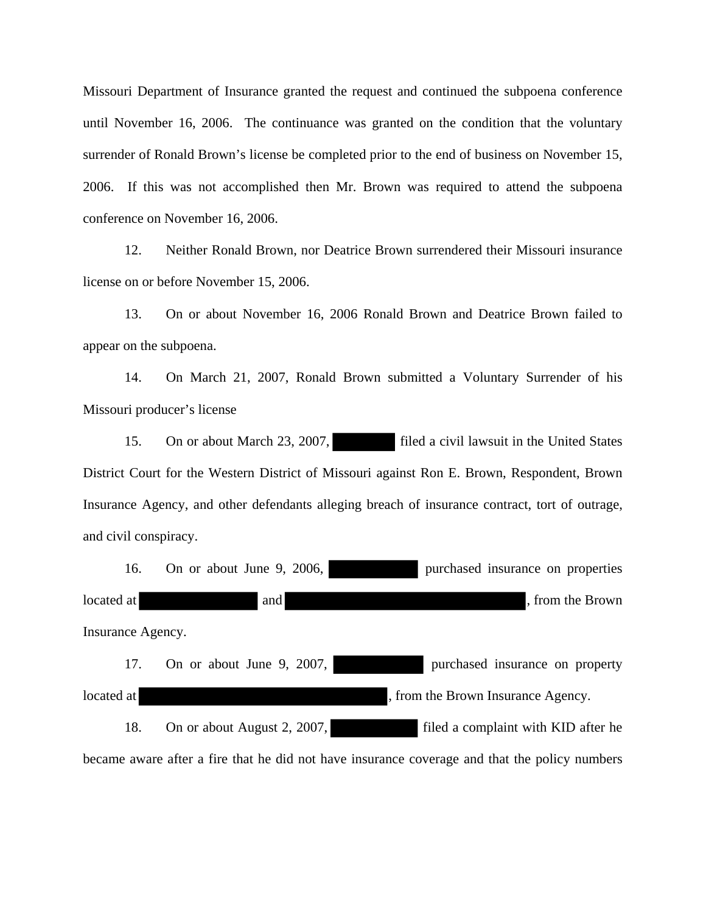Missouri Department of Insurance granted the request and continued the subpoena conference until November 16, 2006. The continuance was granted on the condition that the voluntary surrender of Ronald Brown's license be completed prior to the end of business on November 15, 2006. If this was not accomplished then Mr. Brown was required to attend the subpoena conference on November 16, 2006.

12. Neither Ronald Brown, nor Deatrice Brown surrendered their Missouri insurance license on or before November 15, 2006.

13. On or about November 16, 2006 Ronald Brown and Deatrice Brown failed to appear on the subpoena.

14. On March 21, 2007, Ronald Brown submitted a Voluntary Surrender of his Missouri producer's license

15. On or about March 23, 2007, ██████ filed a civil lawsuit in the United States District Court for the Western District of Missouri against Ron E. Brown, Respondent, Brown Insurance Agency, and other defendants alleging breach of insurance contract, tort of outrage, and civil conspiracy.

16. On or about June 9, 2006, ██████ purchased insurance on properties located at ██████ and ██████, from the Brown Insurance Agency.

17. On or about June 9, 2007, ██████ purchased insurance on property located at ██████, from the Brown Insurance Agency.

18. On or about August 2, 2007, ██████ filed a complaint with KID after he became aware after a fire that he did not have insurance coverage and that the policy numbers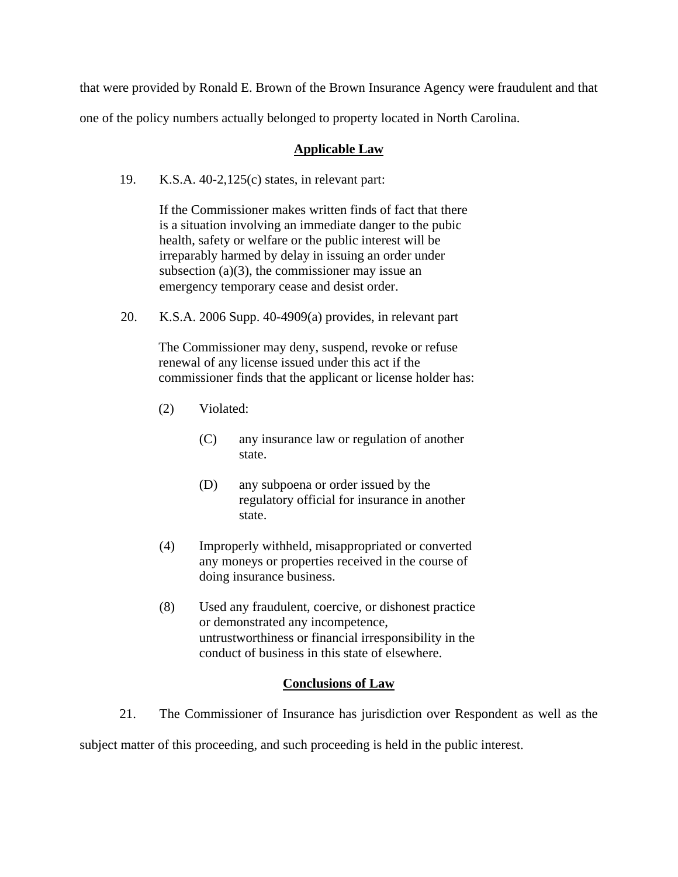that were provided by Ronald E. Brown of the Brown Insurance Agency were fraudulent and that one of the policy numbers actually belonged to property located in North Carolina.

## Applicable Law

19. K.S.A. 40-2,125(c) states, in relevant part:

> If the Commissioner makes written finds of fact that there is a situation involving an immediate danger to the pubic health, safety or welfare or the public interest will be irreparably harmed by delay in issuing an order under subsection (a)(3), the commissioner may issue an emergency temporary cease and desist order.

20. K.S.A. 2006 Supp. 40-4909(a) provides, in relevant part

> The Commissioner may deny, suspend, revoke or refuse renewal of any license issued under this act if the commissioner finds that the applicant or license holder has:
>
> (2) Violated:
>
> (C) any insurance law or regulation of another state.
>
> (D) any subpoena or order issued by the regulatory official for insurance in another state.
>
> (4) Improperly withheld, misappropriated or converted any moneys or properties received in the course of doing insurance business.
>
> (8) Used any fraudulent, coercive, or dishonest practice or demonstrated any incompetence, untrustworthiness or financial irresponsibility in the conduct of business in this state of elsewhere.

## Conclusions of Law

21. The Commissioner of Insurance has jurisdiction over Respondent as well as the subject matter of this proceeding, and such proceeding is held in the public interest.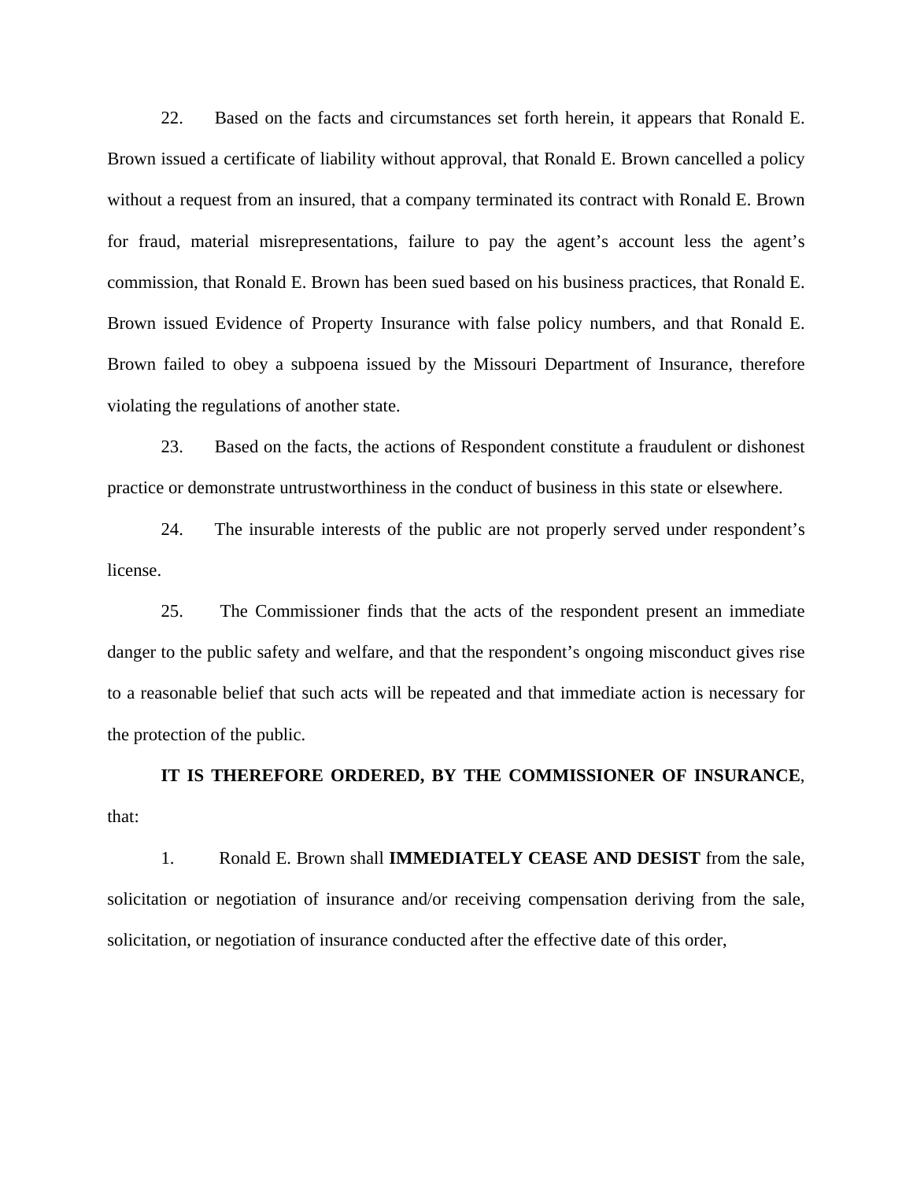22. Based on the facts and circumstances set forth herein, it appears that Ronald E. Brown issued a certificate of liability without approval, that Ronald E. Brown cancelled a policy without a request from an insured, that a company terminated its contract with Ronald E. Brown for fraud, material misrepresentations, failure to pay the agent's account less the agent's commission, that Ronald E. Brown has been sued based on his business practices, that Ronald E. Brown issued Evidence of Property Insurance with false policy numbers, and that Ronald E. Brown failed to obey a subpoena issued by the Missouri Department of Insurance, therefore violating the regulations of another state.

23. Based on the facts, the actions of Respondent constitute a fraudulent or dishonest practice or demonstrate untrustworthiness in the conduct of business in this state or elsewhere.

24. The insurable interests of the public are not properly served under respondent's license.

25. The Commissioner finds that the acts of the respondent present an immediate danger to the public safety and welfare, and that the respondent's ongoing misconduct gives rise to a reasonable belief that such acts will be repeated and that immediate action is necessary for the protection of the public.

**IT IS THEREFORE ORDERED, BY THE COMMISSIONER OF INSURANCE**, that:

1. Ronald E. Brown shall **IMMEDIATELY CEASE AND DESIST** from the sale, solicitation or negotiation of insurance and/or receiving compensation deriving from the sale, solicitation, or negotiation of insurance conducted after the effective date of this order,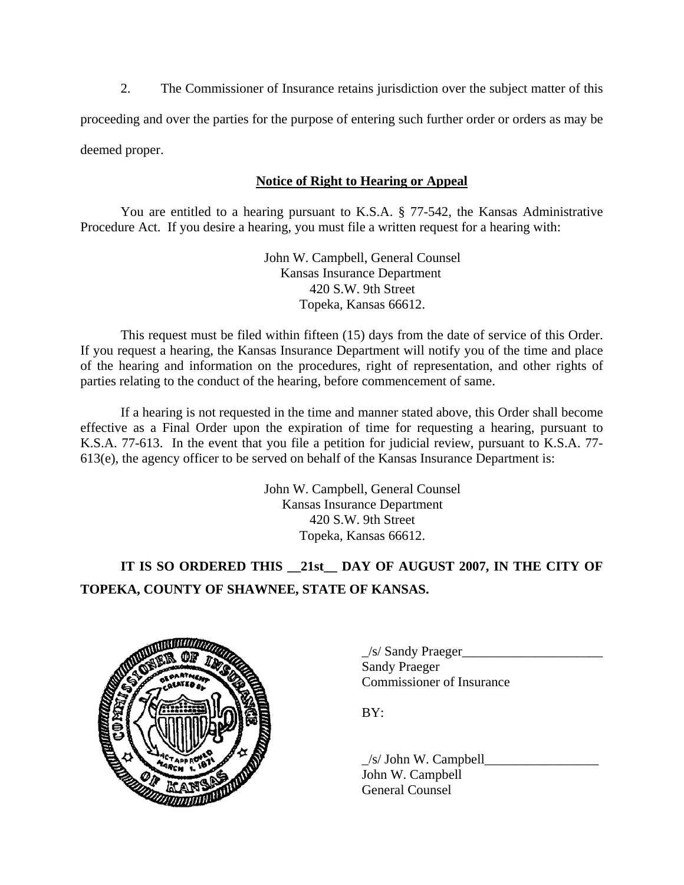2. The Commissioner of Insurance retains jurisdiction over the subject matter of this proceeding and over the parties for the purpose of entering such further order or orders as may be deemed proper.

**Notice of Right to Hearing or Appeal**

You are entitled to a hearing pursuant to K.S.A. § 77-542, the Kansas Administrative Procedure Act. If you desire a hearing, you must file a written request for a hearing with:

John W. Campbell, General Counsel
Kansas Insurance Department
420 S.W. 9th Street
Topeka, Kansas 66612.

This request must be filed within fifteen (15) days from the date of service of this Order. If you request a hearing, the Kansas Insurance Department will notify you of the time and place of the hearing and information on the procedures, right of representation, and other rights of parties relating to the conduct of the hearing, before commencement of same.

If a hearing is not requested in the time and manner stated above, this Order shall become effective as a Final Order upon the expiration of time for requesting a hearing, pursuant to K.S.A. 77-613. In the event that you file a petition for judicial review, pursuant to K.S.A. 77-613(e), the agency officer to be served on behalf of the Kansas Insurance Department is:

John W. Campbell, General Counsel
Kansas Insurance Department
420 S.W. 9th Street
Topeka, Kansas 66612.

**IT IS SO ORDERED THIS __21st__ DAY OF AUGUST 2007, IN THE CITY OF TOPEKA, COUNTY OF SHAWNEE, STATE OF KANSAS.**

_/s/ Sandy Praeger_____________________
Sandy Praeger
Commissioner of Insurance

BY:

_/s/ John W. Campbell_________________
John W. Campbell
General Counsel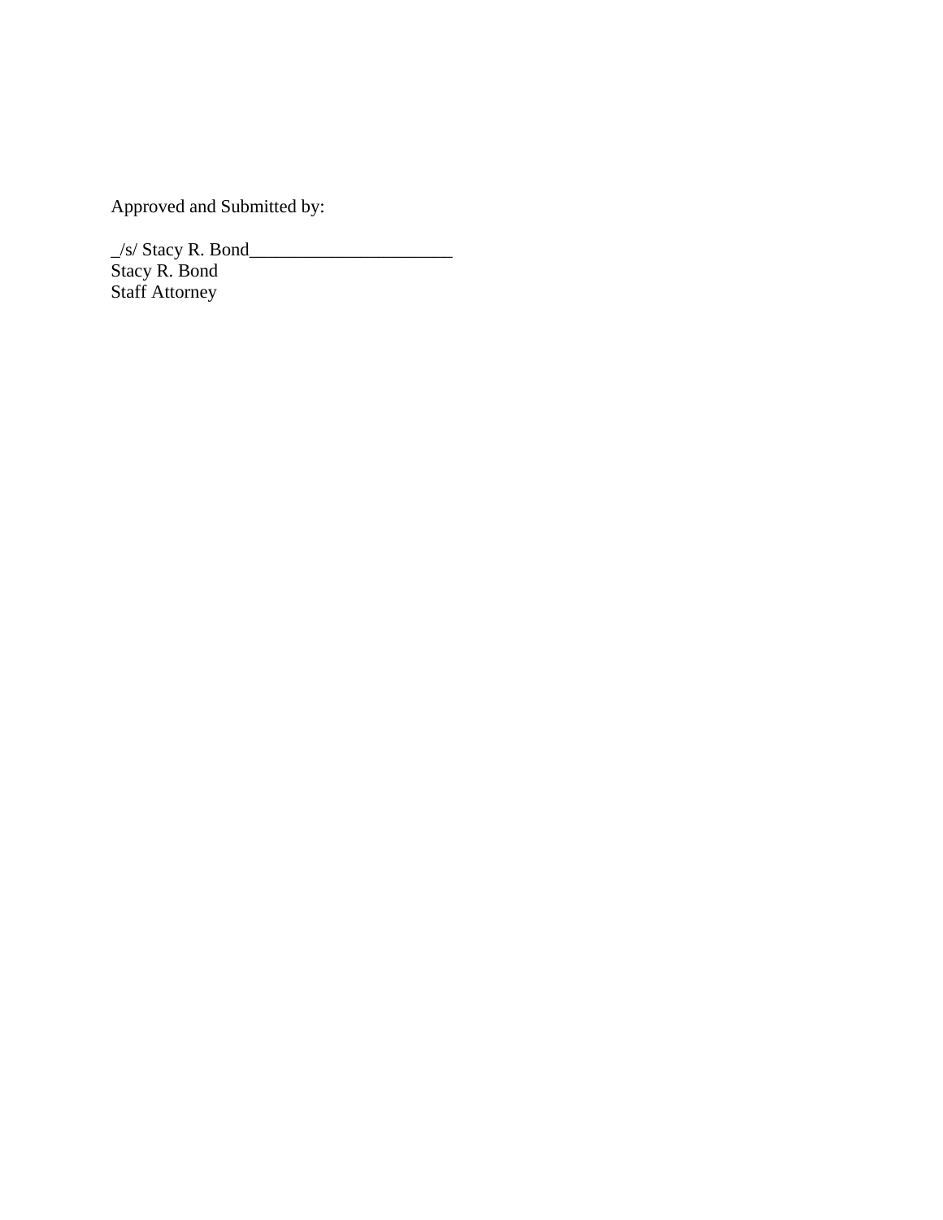Approved and Submitted by:

_/s/ Stacy R. Bond______________________
Stacy R. Bond
Staff Attorney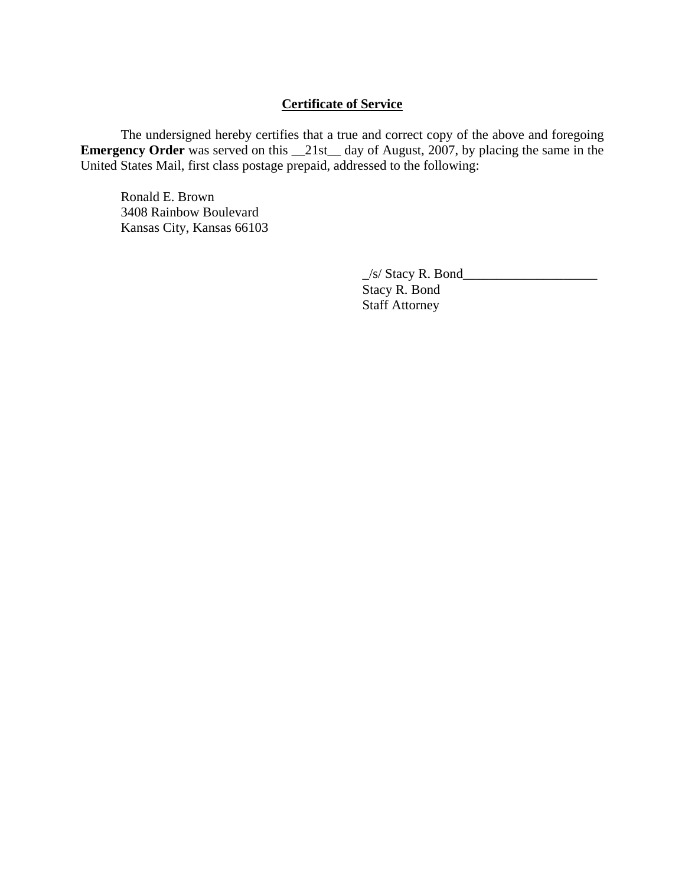**Certificate of Service**

The undersigned hereby certifies that a true and correct copy of the above and foregoing **Emergency Order** was served on this __21st__ day of August, 2007, by placing the same in the United States Mail, first class postage prepaid, addressed to the following:

Ronald E. Brown
3408 Rainbow Boulevard
Kansas City, Kansas 66103

_/s/ Stacy R. Bond____________________
Stacy R. Bond
Staff Attorney